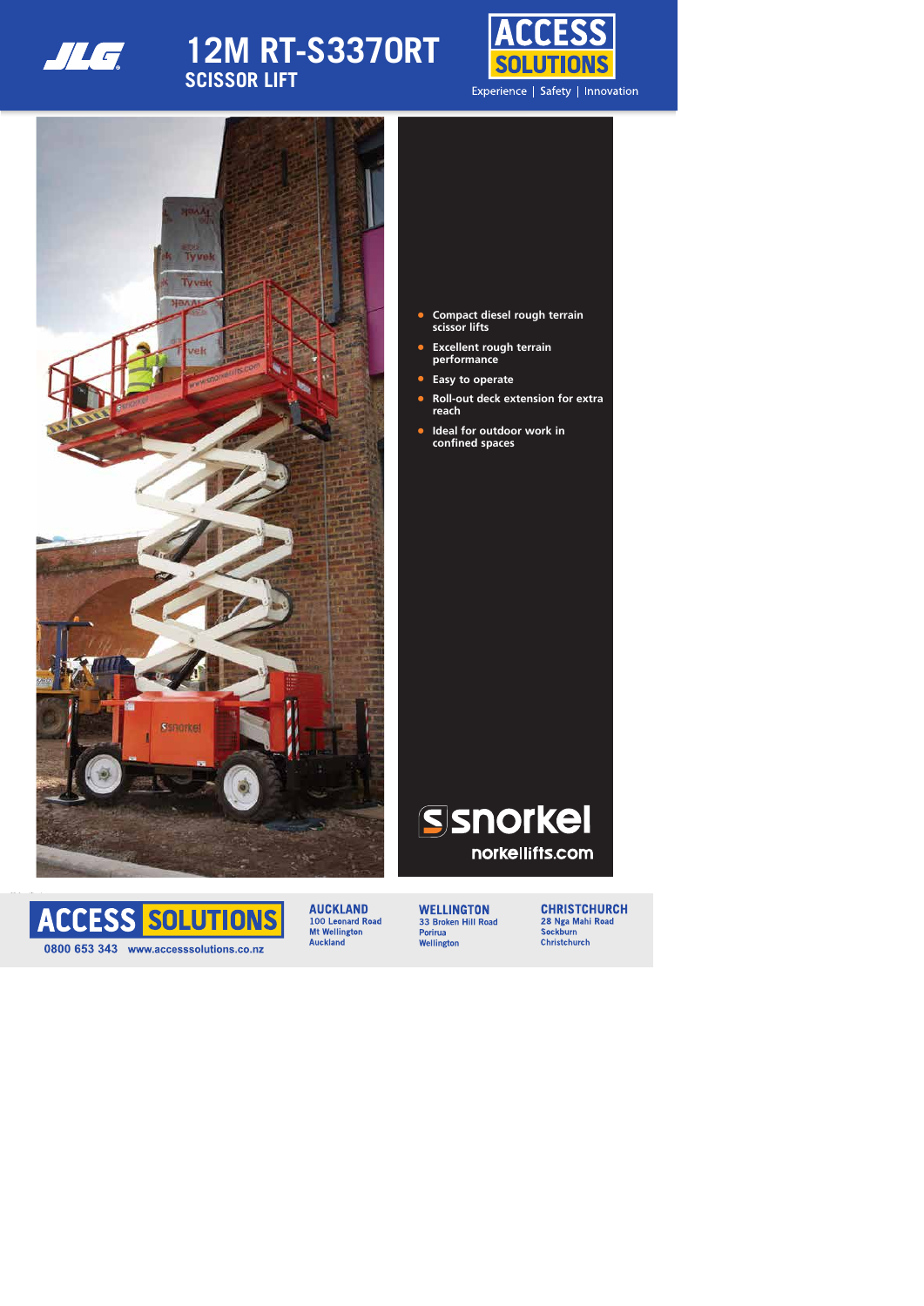# 12M RT-S3370RT

## SCISSOR LIFT

ACCESS SOLUTIONS

Experience | Safety | Innovation

- **Compact diesel rough terrain scissor lifts**
- **Excellent rough terrain performance**
- **Easy to operate**
- **Roll-out deck extension for extra reach**
- **Ideal for outdoor work in confined spaces**

snorkel

snorkellifts.com

ACCESS SOLUTIONS

0800 653 343 www.accesssolutions.co.nz

**AUCKLAND**
100 Leonard Road
Mt Wellington
Auckland

**WELLINGTON**
33 Broken Hill Road
Porirua
Wellington

**CHRISTCHURCH**
28 Nga Mahi Road
Sockburn
Christchurch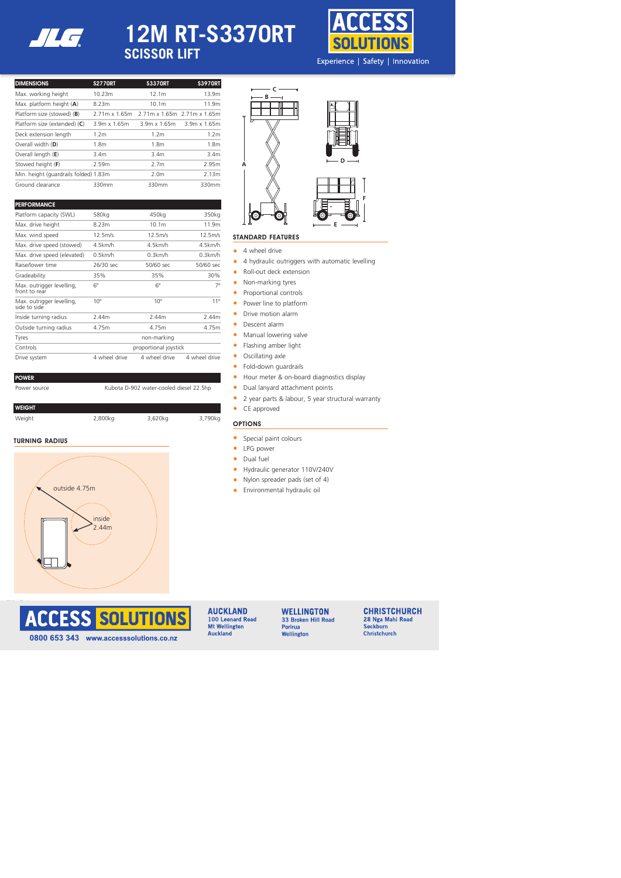# 12M RT-S3370RT

## SCISSOR LIFT

ACCESS SOLUTIONS

Experience | Safety | Innovation

| DIMENSIONS | S2770RT | S3370RT | S3970RT |
|---|---|---|---|
| Max. working height | 10.23m | 12.1m | 13.9m |
| Max. platform height (**A**) | 8.23m | 10.1m | 11.9m |
| Platform size (stowed) (**B**) | 2.71m x 1.65m | 2.71m x 1.65m | 2.71m x 1.65m |
| Platform size (extended) (**C**) | 3.9m x 1.65m | 3.9m x 1.65m | 3.9m x 1.65m |
| Deck extension length | 1.2m | 1.2m | 1.2m |
| Overall width (**D**) | 1.8m | 1.8m | 1.8m |
| Overall length (**E**) | 3.4m | 3.4m | 3.4m |
| Stowed height (**F**) | 2.59m | 2.7m | 2.95m |
| Min. height (guardrails folded) | 1.83m | 2.0m | 2.13m |
| Ground clearance | 330mm | 330mm | 330mm |

| PERFORMANCE | | | |
|---|---|---|---|
| Platform capacity (SWL) | 580kg | 450kg | 350kg |
| Max. drive height | 8.23m | 10.1m | 11.9m |
| Max. wind speed | 12.5m/s | 12.5m/s | 12.5m/s |
| Max. drive speed (stowed) | 4.5km/h | 4.5km/h | 4.5km/h |
| Max. drive speed (elevated) | 0.5km/h | 0.3km/h | 0.3km/h |
| Raise/lower time | 26/30 sec | 50/60 sec | 50/60 sec |
| Gradeability | 35% | 35% | 30% |
| Max. outrigger levelling, front to rear | 6° | 6° | 7° |
| Max. outrigger levelling, side to side | 10° | 10° | 11° |
| Inside turning radius | 2.44m | 2.44m | 2.44m |
| Outside turning radius | 4.75m | 4.75m | 4.75m |
| Tyres | | non-marking | |
| Controls | | proportional joystick | |
| Drive system | 4 wheel drive | 4 wheel drive | 4 wheel drive |

| POWER | |
|---|---|
| Power source | Kubota D-902 water-cooled diesel 22.5hp |

| WEIGHT | | | |
|---|---|---|---|
| Weight | 2,800kg | 3,620kg | 3,790kg |

### TURNING RADIUS

outside 4.75m

inside 2.44m

C
B
A
D
F
E

### STANDARD FEATURES

- 4 wheel drive
- 4 hydraulic outriggers with automatic levelling
- Roll-out deck extension
- Non-marking tyres
- Proportional controls
- Power line to platform
- Drive motion alarm
- Descent alarm
- Manual lowering valve
- Flashing amber light
- Oscillating axle
- Fold-down guardrails
- Hour meter & on-board diagnostics display
- Dual lanyard attachment points
- 2 year parts & labour, 5 year structural warranty
- CE approved

### OPTIONS

- Special paint colours
- LPG power
- Dual fuel
- Hydraulic generator 110V/240V
- Nylon spreader pads (set of 4)
- Environmental hydraulic oil

ACCESS SOLUTIONS

0800 653 343 www.accesssolutions.co.nz

**AUCKLAND**
100 Leonard Road
Mt Wellington
Auckland

**WELLINGTON**
33 Broken Hill Road
Porirua
Wellington

**CHRISTCHURCH**
28 Nga Mahi Road
Sockburn
Christchurch